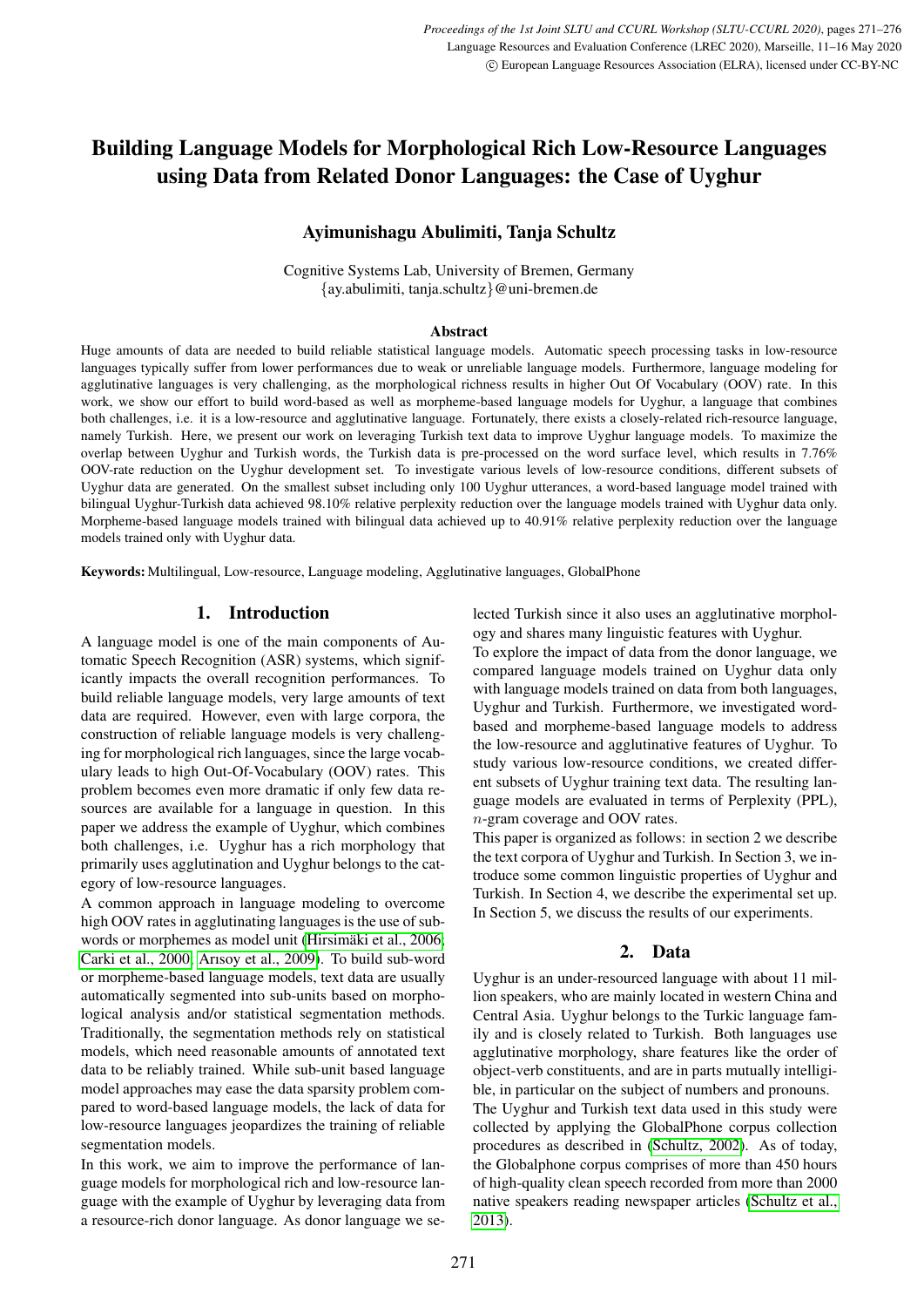# Building Language Models for Morphological Rich Low-Resource Languages using Data from Related Donor Languages: the Case of Uyghur

**Ayimunishagu Abulimiti, Tanja Schultz**

Cognitive Systems Lab, University of Bremen, Germany
{ay.abulimiti, tanja.schultz}@uni-bremen.de

## Abstract

Huge amounts of data are needed to build reliable statistical language models. Automatic speech processing tasks in low-resource languages typically suffer from lower performances due to weak or unreliable language models. Furthermore, language modeling for agglutinative languages is very challenging, as the morphological richness results in higher Out Of Vocabulary (OOV) rate. In this work, we show our effort to build word-based as well as morpheme-based language models for Uyghur, a language that combines both challenges, i.e. it is a low-resource and agglutinative language. Fortunately, there exists a closely-related rich-resource language, namely Turkish. Here, we present our work on leveraging Turkish text data to improve Uyghur language models. To maximize the overlap between Uyghur and Turkish words, the Turkish data is pre-processed on the word surface level, which results in 7.76% OOV-rate reduction on the Uyghur development set. To investigate various levels of low-resource conditions, different subsets of Uyghur data are generated. On the smallest subset including only 100 Uyghur utterances, a word-based language model trained with bilingual Uyghur-Turkish data achieved 98.10% relative perplexity reduction over the language models trained with Uyghur data only. Morpheme-based language models trained with bilingual data achieved up to 40.91% relative perplexity reduction over the language models trained only with Uyghur data.

**Keywords:** Multilingual, Low-resource, Language modeling, Agglutinative languages, GlobalPhone

## 1. Introduction

A language model is one of the main components of Automatic Speech Recognition (ASR) systems, which significantly impacts the overall recognition performances. To build reliable language models, very large amounts of text data are required. However, even with large corpora, the construction of reliable language models is very challenging for morphological rich languages, since the large vocabulary leads to high Out-Of-Vocabulary (OOV) rates. This problem becomes even more dramatic if only few data resources are available for a language in question. In this paper we address the example of Uyghur, which combines both challenges, i.e. Uyghur has a rich morphology that primarily uses agglutination and Uyghur belongs to the category of low-resource languages.

A common approach in language modeling to overcome high OOV rates in agglutinating languages is the use of subwords or morphemes as model unit (Hirsimäki et al., 2006; Carki et al., 2000; Arısoy et al., 2009). To build sub-word or morpheme-based language models, text data are usually automatically segmented into sub-units based on morphological analysis and/or statistical segmentation methods. Traditionally, the segmentation methods rely on statistical models, which need reasonable amounts of annotated text data to be reliably trained. While sub-unit based language model approaches may ease the data sparsity problem compared to word-based language models, the lack of data for low-resource languages jeopardizes the training of reliable segmentation models.

In this work, we aim to improve the performance of language models for morphological rich and low-resource language with the example of Uyghur by leveraging data from a resource-rich donor language. As donor language we selected Turkish since it also uses an agglutinative morphology and shares many linguistic features with Uyghur.

To explore the impact of data from the donor language, we compared language models trained on Uyghur data only with language models trained on data from both languages, Uyghur and Turkish. Furthermore, we investigated word-based and morpheme-based language models to address the low-resource and agglutinative features of Uyghur. To study various low-resource conditions, we created different subsets of Uyghur training text data. The resulting language models are evaluated in terms of Perplexity (PPL), $n$-gram coverage and OOV rates.

This paper is organized as follows: in section 2 we describe the text corpora of Uyghur and Turkish. In Section 3, we introduce some common linguistic properties of Uyghur and Turkish. In Section 4, we describe the experimental set up. In Section 5, we discuss the results of our experiments.

## 2. Data

Uyghur is an under-resourced language with about 11 million speakers, who are mainly located in western China and Central Asia. Uyghur belongs to the Turkic language family and is closely related to Turkish. Both languages use agglutinative morphology, share features like the order of object-verb constituents, and are in parts mutually intelligible, in particular on the subject of numbers and pronouns.

The Uyghur and Turkish text data used in this study were collected by applying the GlobalPhone corpus collection procedures as described in (Schultz, 2002). As of today, the Globalphone corpus comprises of more than 450 hours of high-quality clean speech recorded from more than 2000 native speakers reading newspaper articles (Schultz et al., 2013).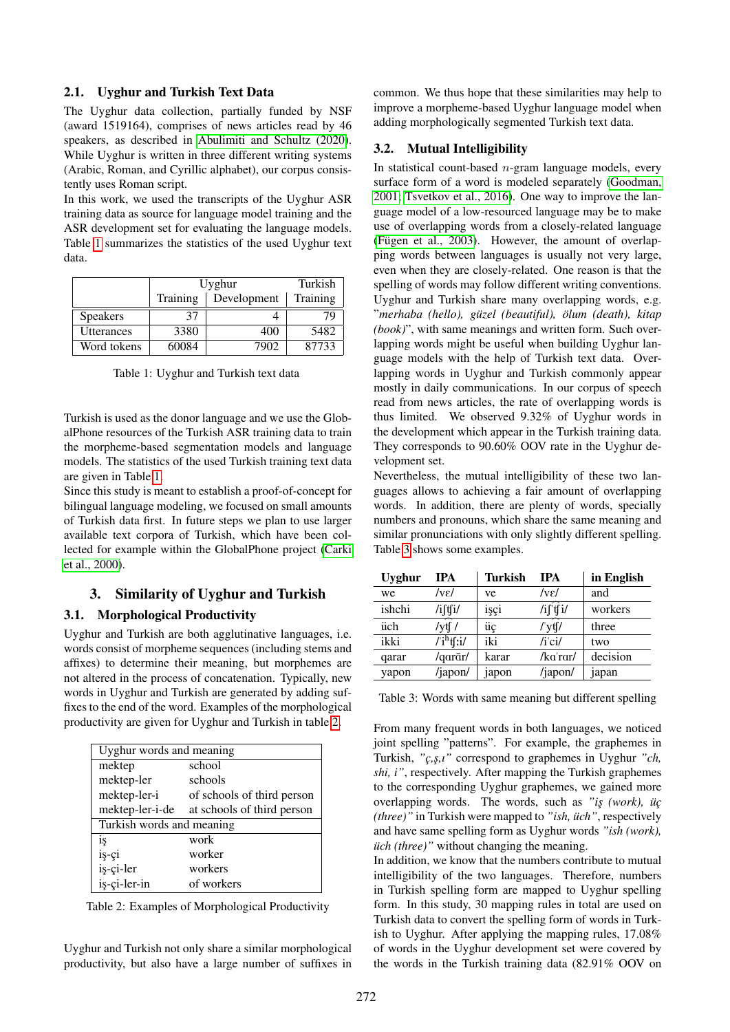### 2.1. Uyghur and Turkish Text Data

The Uyghur data collection, partially funded by NSF (award 1519164), comprises of news articles read by 46 speakers, as described in Abulimiti and Schultz (2020). While Uyghur is written in three different writing systems (Arabic, Roman, and Cyrillic alphabet), our corpus consistently uses Roman script.

In this work, we used the transcripts of the Uyghur ASR training data as source for language model training and the ASR development set for evaluating the language models. Table 1 summarizes the statistics of the used Uyghur text data.

| | Uyghur | | Turkish |
|---|---|---|---|
| | Training | Development | Training |
| Speakers | 37 | 4 | 79 |
| Utterances | 3380 | 400 | 5482 |
| Word tokens | 60084 | 7902 | 87733 |

Table 1: Uyghur and Turkish text data

Turkish is used as the donor language and we use the GlobalPhone resources of the Turkish ASR training data to train the morpheme-based segmentation models and language models. The statistics of the used Turkish training text data are given in Table 1.

Since this study is meant to establish a proof-of-concept for bilingual language modeling, we focused on small amounts of Turkish data first. In future steps we plan to use larger available text corpora of Turkish, which have been collected for example within the GlobalPhone project (Carki et al., 2000).

## 3. Similarity of Uyghur and Turkish

### 3.1. Morphological Productivity

Uyghur and Turkish are both agglutinative languages, i.e. words consist of morpheme sequences (including stems and affixes) to determine their meaning, but morphemes are not altered in the process of concatenation. Typically, new words in Uyghur and Turkish are generated by adding suffixes to the end of the word. Examples of the morphological productivity are given for Uyghur and Turkish in table 2.

| Uyghur words and meaning | |
|---|---|
| mektep | school |
| mektep-ler | schools |
| mektep-ler-i | of schools of third person |
| mektep-ler-i-de | at schools of third person |
| **Turkish words and meaning** | |
| iş | work |
| iş-çi | worker |
| iş-çi-ler | workers |
| iş-çi-ler-in | of workers |

Table 2: Examples of Morphological Productivity

Uyghur and Turkish not only share a similar morphological productivity, but also have a large number of suffixes in common. We thus hope that these similarities may help to improve a morpheme-based Uyghur language model when adding morphologically segmented Turkish text data.

### 3.2. Mutual Intelligibility

In statistical count-based $n$-gram language models, every surface form of a word is modeled separately (Goodman, 2001; Tsvetkov et al., 2016). One way to improve the language model of a low-resourced language may be to make use of overlapping words from a closely-related language (Fügen et al., 2003). However, the amount of overlapping words between languages is usually not very large, even when they are closely-related. One reason is that the spelling of words may follow different writing conventions. Uyghur and Turkish share many overlapping words, e.g. "*merhaba (hello), güzel (beautiful), ölum (death), kitap (book)*", with same meanings and written form. Such overlapping words might be useful when building Uyghur language models with the help of Turkish text data. Overlapping words in Uyghur and Turkish commonly appear mostly in daily communications. In our corpus of speech read from news articles, the rate of overlapping words is thus limited. We observed 9.32% of Uyghur words in the development which appear in the Turkish training data. They corresponds to 90.60% OOV rate in the Uyghur development set.

Nevertheless, the mutual intelligibility of these two languages allows to achieving a fair amount of overlapping words. In addition, there are plenty of words, specially numbers and pronouns, which share the same meaning and similar pronunciations with only slightly different spelling. Table 3 shows some examples.

| Uyghur | IPA | Turkish | IPA | in English |
|---|---|---|---|---|
| we | /vɛ/ | ve | /vɛ/ | and |
| ishchi | /iʃt͡ʃi/ | işçi | /iʃˈt͡ʃi/ | workers |
| üch | /yt͡ʃ / | üç | /ˈyt͡ʃ/ | three |
| ikki | /ˈiʰt͡ʃ:i/ | iki | /iˈci/ | two |
| qarar | /qarār/ | karar | /kɑˈrɑr/ | decision |
| yapon | /japon/ | japon | /japon/ | japan |

Table 3: Words with same meaning but different spelling

From many frequent words in both languages, we noticed joint spelling "patterns". For example, the graphemes in Turkish, *"ç,ş,ı"* correspond to graphemes in Uyghur *"ch, shi, i"*, respectively. After mapping the Turkish graphemes to the corresponding Uyghur graphemes, we gained more overlapping words. The words, such as *"iş (work), üç (three)"* in Turkish were mapped to *"ish, üch"*, respectively and have same spelling form as Uyghur words *"ish (work), üch (three)"* without changing the meaning.

In addition, we know that the numbers contribute to mutual intelligibility of the two languages. Therefore, numbers in Turkish spelling form are mapped to Uyghur spelling form. In this study, 30 mapping rules in total are used on Turkish data to convert the spelling form of words in Turkish to Uyghur. After applying the mapping rules, 17.08% of words in the Uyghur development set were covered by the words in the Turkish training data (82.91% OOV on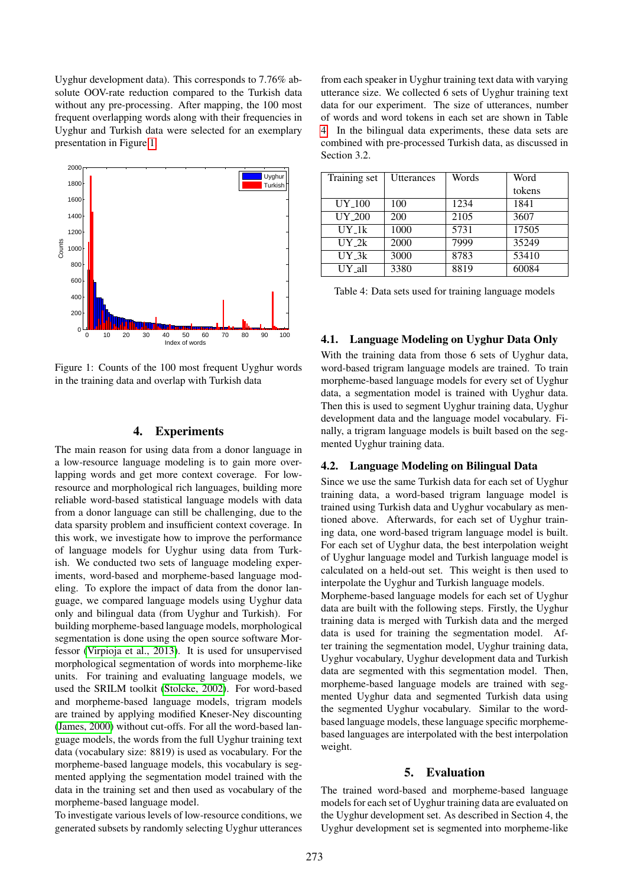Uyghur development data). This corresponds to 7.76% absolute OOV-rate reduction compared to the Turkish data without any pre-processing. After mapping, the 100 most frequent overlapping words along with their frequencies in Uyghur and Turkish data were selected for an exemplary presentation in Figure 1.

Figure 1: Counts of the 100 most frequent Uyghur words in the training data and overlap with Turkish data

## 4. Experiments

The main reason for using data from a donor language in a low-resource language modeling is to gain more overlapping words and get more context coverage. For low-resource and morphological rich languages, building more reliable word-based statistical language models with data from a donor language can still be challenging, due to the data sparsity problem and insufficient context coverage. In this work, we investigate how to improve the performance of language models for Uyghur using data from Turkish. We conducted two sets of language modeling experiments, word-based and morpheme-based language modeling. To explore the impact of data from the donor language, we compared language models using Uyghur data only and bilingual data (from Uyghur and Turkish). For building morpheme-based language models, morphological segmentation is done using the open source software Morfessor (Virpioja et al., 2013). It is used for unsupervised morphological segmentation of words into morpheme-like units. For training and evaluating language models, we used the SRILM toolkit (Stolcke, 2002). For word-based and morpheme-based language models, trigram models are trained by applying modified Kneser-Ney discounting (James, 2000) without cut-offs. For all the word-based language models, the words from the full Uyghur training text data (vocabulary size: 8819) is used as vocabulary. For the morpheme-based language models, this vocabulary is segmented applying the segmentation model trained with the data in the training set and then used as vocabulary of the morpheme-based language model.

To investigate various levels of low-resource conditions, we generated subsets by randomly selecting Uyghur utterances from each speaker in Uyghur training text data with varying utterance size. We collected 6 sets of Uyghur training text data for our experiment. The size of utterances, number of words and word tokens in each set are shown in Table 4. In the bilingual data experiments, these data sets are combined with pre-processed Turkish data, as discussed in Section 3.2.

| Training set | Utterances | Words | Word tokens |
|---|---|---|---|
| UY_100 | 100 | 1234 | 1841 |
| UY_200 | 200 | 2105 | 3607 |
| UY_1k | 1000 | 5731 | 17505 |
| UY_2k | 2000 | 7999 | 35249 |
| UY_3k | 3000 | 8783 | 53410 |
| UY_all | 3380 | 8819 | 60084 |

Table 4: Data sets used for training language models

### 4.1. Language Modeling on Uyghur Data Only

With the training data from those 6 sets of Uyghur data, word-based trigram language models are trained. To train morpheme-based language models for every set of Uyghur data, a segmentation model is trained with Uyghur data. Then this is used to segment Uyghur training data, Uyghur development data and the language model vocabulary. Finally, a trigram language models is built based on the segmented Uyghur training data.

### 4.2. Language Modeling on Bilingual Data

Since we use the same Turkish data for each set of Uyghur training data, a word-based trigram language model is trained using Turkish data and Uyghur vocabulary as mentioned above. Afterwards, for each set of Uyghur training data, one word-based trigram language model is built. For each set of Uyghur data, the best interpolation weight of Uyghur language model and Turkish language model is calculated on a held-out set. This weight is then used to interpolate the Uyghur and Turkish language models.

Morpheme-based language models for each set of Uyghur data are built with the following steps. Firstly, the Uyghur training data is merged with Turkish data and the merged data is used for training the segmentation model. After training the segmentation model, Uyghur training data, Uyghur vocabulary, Uyghur development data and Turkish data are segmented with this segmentation model. Then, morpheme-based language models are trained with segmented Uyghur data and segmented Turkish data using the segmented Uyghur vocabulary. Similar to the word-based language models, these language specific morpheme-based languages are interpolated with the best interpolation weight.

## 5. Evaluation

The trained word-based and morpheme-based language models for each set of Uyghur training data are evaluated on the Uyghur development set. As described in Section 4, the Uyghur development set is segmented into morpheme-like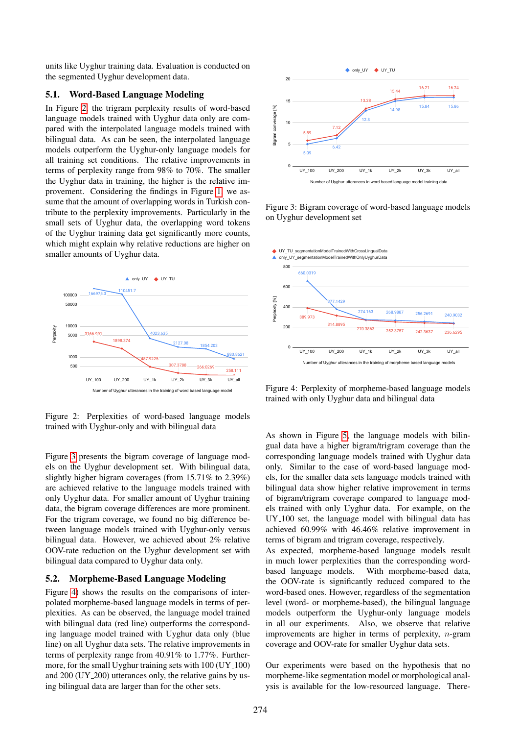units like Uyghur training data. Evaluation is conducted on the segmented Uyghur development data.

## 5.1. Word-Based Language Modeling

In Figure 2, the trigram perplexity results of word-based language models trained with Uyghur data only are compared with the interpolated language models trained with bilingual data. As can be seen, the interpolated language models outperform the Uyghur-only language models for all training set conditions. The relative improvements in terms of perplexity range from 98% to 70%. The smaller the Uyghur data in training, the higher is the relative improvement. Considering the findings in Figure 1, we assume that the amount of overlapping words in Turkish contribute to the perplexity improvements. Particularly in the small sets of Uyghur data, the overlapping word tokens of the Uyghur training data get significantly more counts, which might explain why relative reductions are higher on smaller amounts of Uyghur data.

Figure 2: Perplexities of word-based language models trained with Uyghur-only and with bilingual data

Figure 3 presents the bigram coverage of language models on the Uyghur development set. With bilingual data, slightly higher bigram coverages (from 15.71% to 2.39%) are achieved relative to the language models trained with only Uyghur data. For smaller amount of Uyghur training data, the bigram coverage differences are more prominent. For the trigram coverage, we found no big difference between language models trained with Uyghur-only versus bilingual data. However, we achieved about 2% relative OOV-rate reduction on the Uyghur development set with bilingual data compared to Uyghur data only.

## 5.2. Morpheme-Based Language Modeling

Figure 4 shows the results on the comparisons of interpolated morpheme-based language models in terms of perplexities. As can be observed, the language model trained with bilingual data (red line) outperforms the corresponding language model trained with Uyghur data only (blue line) on all Uyghur data sets. The relative improvements in terms of perplexity range from 40.91% to 1.77%. Furthermore, for the small Uyghur training sets with 100 (UY_100) and 200 (UY_200) utterances only, the relative gains by using bilingual data are larger than for the other sets.

Figure 3: Bigram coverage of word-based language models on Uyghur development set

Figure 4: Perplexity of morpheme-based language models trained with only Uyghur data and bilingual data

As shown in Figure 5, the language models with bilingual data have a higher bigram/trigram coverage than the corresponding language models trained with Uyghur data only. Similar to the case of word-based language models, for the smaller data sets language models trained with bilingual data show higher relative improvement in terms of bigram/trigram coverage compared to language models trained with only Uyghur data. For example, on the UY_100 set, the language model with bilingual data has achieved 60.99% with 46.46% relative improvement in terms of bigram and trigram coverage, respectively.
As expected, morpheme-based language models result in much lower perplexities than the corresponding word-based language models. With morpheme-based data, the OOV-rate is significantly reduced compared to the word-based ones. However, regardless of the segmentation level (word- or morpheme-based), the bilingual language models outperform the Uyghur-only language models in all our experiments. Also, we observe that relative improvements are higher in terms of perplexity, $n$-gram coverage and OOV-rate for smaller Uyghur data sets.

Our experiments were based on the hypothesis that no morpheme-like segmentation model or morphological analysis is available for the low-resourced language. There-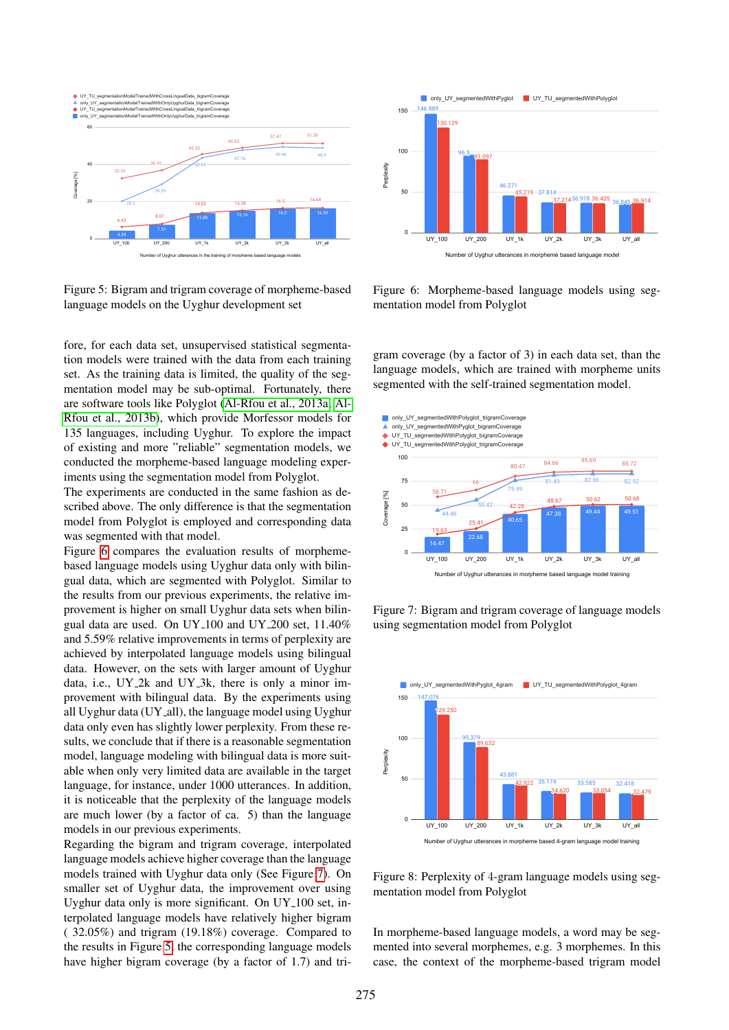Figure 5: Bigram and trigram coverage of morpheme-based language models on the Uyghur development set

Figure 6: Morpheme-based language models using segmentation model from Polyglot

fore, for each data set, unsupervised statistical segmentation models were trained with the data from each training set. As the training data is limited, the quality of the segmentation model may be sub-optimal. Fortunately, there are software tools like Polyglot (Al-Rfou et al., 2013a; Al-Rfou et al., 2013b), which provide Morfessor models for 135 languages, including Uyghur. To explore the impact of using different and more "reliable" segmentation models, we conducted the morpheme-based language modeling experiments using the segmentation model from Polyglot.

The experiments are conducted in the same fashion as described above. The only difference is that the segmentation model from Polyglot is employed and corresponding data was segmented with that model.

Figure 6 compares the evaluation results of morpheme-based language models using Uyghur data only with bilingual data, which are segmented with Polyglot. Similar to the results from our previous experiments, the relative improvement is higher on small Uyghur data sets when bilingual data are used. On UY_100 and UY_200 set, 11.40% and 5.59% relative improvements in terms of perplexity are achieved by interpolated language models using bilingual data. However, on the sets with larger amount of Uyghur data, i.e., UY_2k and UY_3k, there is only a minor improvement with bilingual data. By the experiments using all Uyghur data (UY_all), the language model using Uyghur data only even has slightly lower perplexity. From these results, we conclude that if there is a reasonable segmentation model, language modeling with bilingual data is more suitable when only very limited data are available in the target language, for instance, under 1000 utterances. In addition, it is noticeable that the perplexity of the language models are much lower (by a factor of ca. 5) than the language models in our previous experiments.

Regarding the bigram and trigram coverage, interpolated language models achieve higher coverage than the language models trained with Uyghur data only (See Figure 7). On smaller set of Uyghur data, the improvement over using Uyghur data only is more significant. On UY_100 set, interpolated language models have relatively higher bigram ( 32.05%) and trigram (19.18%) coverage. Compared to the results in Figure 5, the corresponding language models have higher bigram coverage (by a factor of 1.7) and trigram coverage (by a factor of 3) in each data set, than the language models, which are trained with morpheme units segmented with the self-trained segmentation model.

Figure 7: Bigram and trigram coverage of language models using segmentation model from Polyglot

Figure 8: Perplexity of 4-gram language models using segmentation model from Polyglot

In morpheme-based language models, a word may be segmented into several morphemes, e.g. 3 morphemes. In this case, the context of the morpheme-based trigram model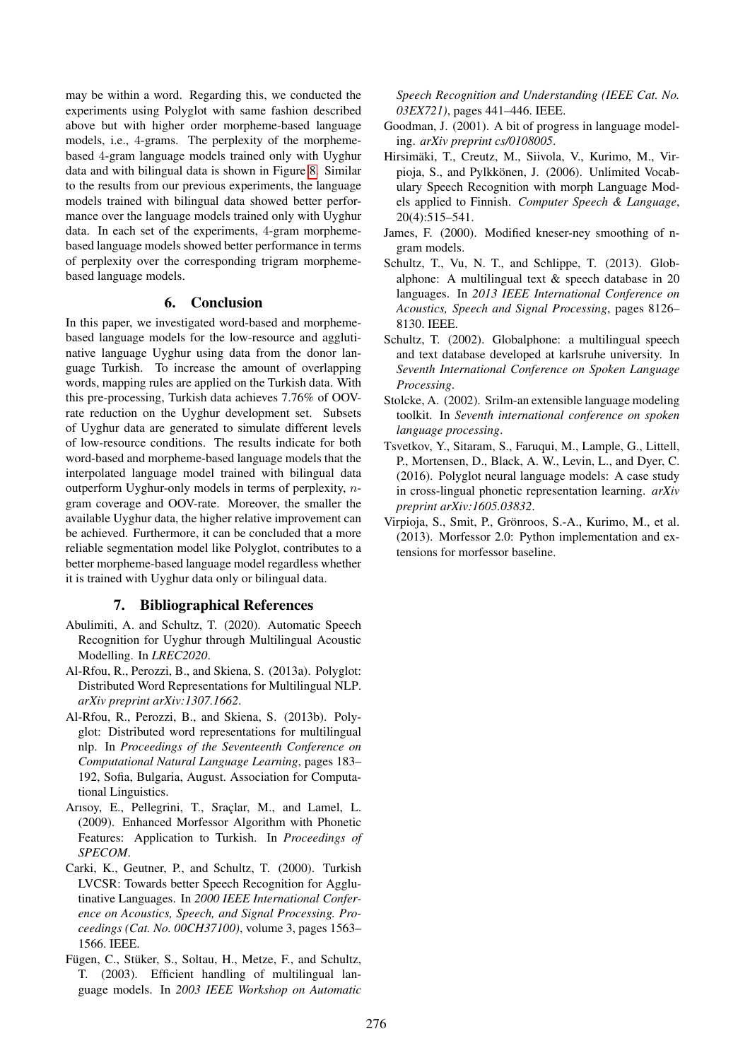may be within a word. Regarding this, we conducted the experiments using Polyglot with same fashion described above but with higher order morpheme-based language models, i.e., 4-grams. The perplexity of the morpheme-based 4-gram language models trained only with Uyghur data and with bilingual data is shown in Figure 8. Similar to the results from our previous experiments, the language models trained with bilingual data showed better performance over the language models trained only with Uyghur data. In each set of the experiments, 4-gram morpheme-based language models showed better performance in terms of perplexity over the corresponding trigram morpheme-based language models.

## 6. Conclusion

In this paper, we investigated word-based and morpheme-based language models for the low-resource and agglutinative language Uyghur using data from the donor language Turkish. To increase the amount of overlapping words, mapping rules are applied on the Turkish data. With this pre-processing, Turkish data achieves 7.76% of OOV-rate reduction on the Uyghur development set. Subsets of Uyghur data are generated to simulate different levels of low-resource conditions. The results indicate for both word-based and morpheme-based language models that the interpolated language model trained with bilingual data outperform Uyghur-only models in terms of perplexity, $n$-gram coverage and OOV-rate. Moreover, the smaller the available Uyghur data, the higher relative improvement can be achieved. Furthermore, it can be concluded that a more reliable segmentation model like Polyglot, contributes to a better morpheme-based language model regardless whether it is trained with Uyghur data only or bilingual data.

## 7. Bibliographical References

Abulimiti, A. and Schultz, T. (2020). Automatic Speech Recognition for Uyghur through Multilingual Acoustic Modelling. In *LREC2020*.

Al-Rfou, R., Perozzi, B., and Skiena, S. (2013a). Polyglot: Distributed Word Representations for Multilingual NLP. *arXiv preprint arXiv:1307.1662*.

Al-Rfou, R., Perozzi, B., and Skiena, S. (2013b). Polyglot: Distributed word representations for multilingual nlp. In *Proceedings of the Seventeenth Conference on Computational Natural Language Learning*, pages 183–192, Sofia, Bulgaria, August. Association for Computational Linguistics.

Arısoy, E., Pellegrini, T., Sraçlar, M., and Lamel, L. (2009). Enhanced Morfessor Algorithm with Phonetic Features: Application to Turkish. In *Proceedings of SPECOM*.

Carki, K., Geutner, P., and Schultz, T. (2000). Turkish LVCSR: Towards better Speech Recognition for Agglutinative Languages. In *2000 IEEE International Conference on Acoustics, Speech, and Signal Processing. Proceedings (Cat. No. 00CH37100)*, volume 3, pages 1563–1566. IEEE.

Fügen, C., Stüker, S., Soltau, H., Metze, F., and Schultz, T. (2003). Efficient handling of multilingual language models. In *2003 IEEE Workshop on Automatic Speech Recognition and Understanding (IEEE Cat. No. 03EX721)*, pages 441–446. IEEE.

Goodman, J. (2001). A bit of progress in language modeling. *arXiv preprint cs/0108005*.

Hirsimäki, T., Creutz, M., Siivola, V., Kurimo, M., Virpioja, S., and Pylkkönen, J. (2006). Unlimited Vocabulary Speech Recognition with morph Language Models applied to Finnish. *Computer Speech & Language*, 20(4):515–541.

James, F. (2000). Modified kneser-ney smoothing of n-gram models.

Schultz, T., Vu, N. T., and Schlippe, T. (2013). Globalphone: A multilingual text & speech database in 20 languages. In *2013 IEEE International Conference on Acoustics, Speech and Signal Processing*, pages 8126–8130. IEEE.

Schultz, T. (2002). Globalphone: a multilingual speech and text database developed at karlsruhe university. In *Seventh International Conference on Spoken Language Processing*.

Stolcke, A. (2002). Srilm-an extensible language modeling toolkit. In *Seventh international conference on spoken language processing*.

Tsvetkov, Y., Sitaram, S., Faruqui, M., Lample, G., Littell, P., Mortensen, D., Black, A. W., Levin, L., and Dyer, C. (2016). Polyglot neural language models: A case study in cross-lingual phonetic representation learning. *arXiv preprint arXiv:1605.03832*.

Virpioja, S., Smit, P., Grönroos, S.-A., Kurimo, M., et al. (2013). Morfessor 2.0: Python implementation and extensions for morfessor baseline.